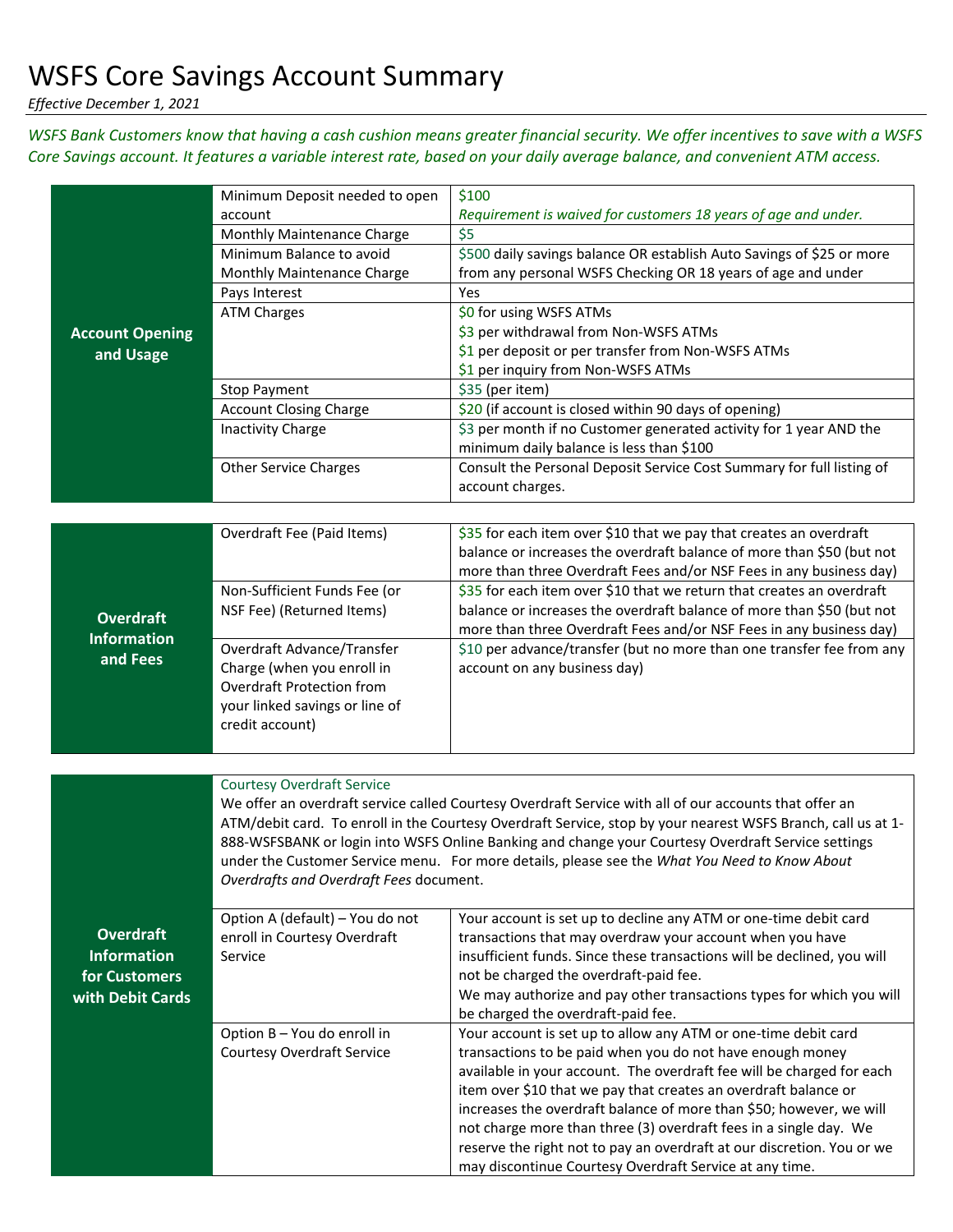# WSFS Core Savings Account Summary

*Effective December 1, 2021*

*WSFS Bank Customers know that having a cash cushion means greater financial security. We offer incentives to save with a WSFS Core Savings account. It features a variable interest rate, based on your daily average balance, and convenient ATM access.*

| | | |
|---|---|---|
| **Account Opening and Usage** | Minimum Deposit needed to open account | $100<br>*Requirement is waived for customers 18 years of age and under.* |
| | Monthly Maintenance Charge | $5 |
| | Minimum Balance to avoid Monthly Maintenance Charge | $500 daily savings balance OR establish Auto Savings of $25 or more from any personal WSFS Checking OR 18 years of age and under |
| | Pays Interest | Yes |
| | ATM Charges | $0 for using WSFS ATMs<br>$3 per withdrawal from Non-WSFS ATMs<br>$1 per deposit or per transfer from Non-WSFS ATMs<br>$1 per inquiry from Non-WSFS ATMs |
| | Stop Payment | $35 (per item) |
| | Account Closing Charge | $20 (if account is closed within 90 days of opening) |
| | Inactivity Charge | $3 per month if no Customer generated activity for 1 year AND the minimum daily balance is less than $100 |
| | Other Service Charges | Consult the Personal Deposit Service Cost Summary for full listing of account charges. |

| | | |
|---|---|---|
| **Overdraft Information and Fees** | Overdraft Fee (Paid Items) | $35 for each item over $10 that we pay that creates an overdraft balance or increases the overdraft balance of more than $50 (but not more than three Overdraft Fees and/or NSF Fees in any business day) |
| | Non-Sufficient Funds Fee (or NSF Fee) (Returned Items) | $35 for each item over $10 that we return that creates an overdraft balance or increases the overdraft balance of more than $50 (but not more than three Overdraft Fees and/or NSF Fees in any business day) |
| | Overdraft Advance/Transfer Charge (when you enroll in Overdraft Protection from your linked savings or line of credit account) | $10 per advance/transfer (but no more than one transfer fee from any account on any business day) |

| | | |
|---|---|---|
| **Overdraft Information for Customers with Debit Cards** | Courtesy Overdraft Service<br>We offer an overdraft service called Courtesy Overdraft Service with all of our accounts that offer an ATM/debit card. To enroll in the Courtesy Overdraft Service, stop by your nearest WSFS Branch, call us at 1-888-WSFSBANK or login into WSFS Online Banking and change your Courtesy Overdraft Service settings under the Customer Service menu. For more details, please see the *What You Need to Know About Overdrafts and Overdraft Fees* document. | |
| | Option A (default) – You do not enroll in Courtesy Overdraft Service | Your account is set up to decline any ATM or one-time debit card transactions that may overdraw your account when you have insufficient funds. Since these transactions will be declined, you will not be charged the overdraft-paid fee.<br>We may authorize and pay other transactions types for which you will be charged the overdraft-paid fee. |
| | Option B – You do enroll in Courtesy Overdraft Service | Your account is set up to allow any ATM or one-time debit card transactions to be paid when you do not have enough money available in your account. The overdraft fee will be charged for each item over $10 that we pay that creates an overdraft balance or increases the overdraft balance of more than $50; however, we will not charge more than three (3) overdraft fees in a single day. We reserve the right not to pay an overdraft at our discretion. You or we may discontinue Courtesy Overdraft Service at any time. |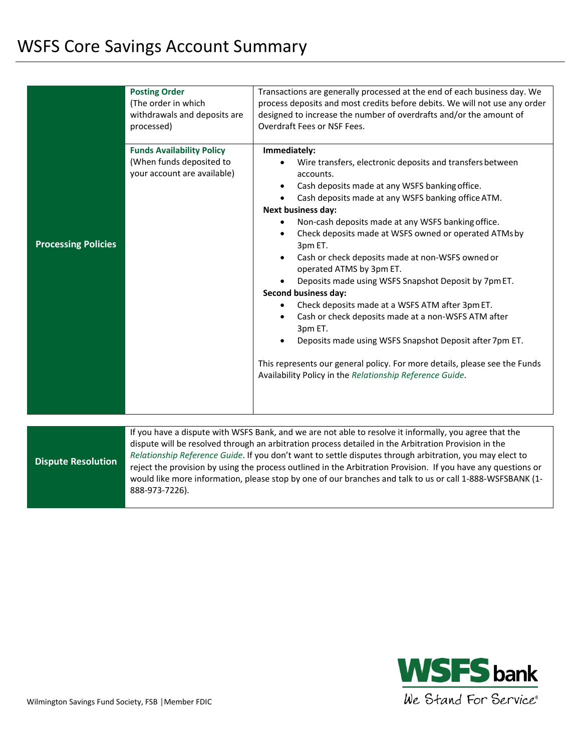# WSFS Core Savings Account Summary

| | | |
|---|---|---|
| **Processing Policies** | **Posting Order**<br>(The order in which withdrawals and deposits are processed) | Transactions are generally processed at the end of each business day. We process deposits and most credits before debits. We will not use any order designed to increase the number of overdrafts and/or the amount of Overdraft Fees or NSF Fees. |
| | **Funds Availability Policy**<br>(When funds deposited to your account are available) | **Immediately:**<br>• Wire transfers, electronic deposits and transfers between accounts.<br>• Cash deposits made at any WSFS banking office.<br>• Cash deposits made at any WSFS banking office ATM.<br>**Next business day:**<br>• Non-cash deposits made at any WSFS banking office.<br>• Check deposits made at WSFS owned or operated ATMs by 3pm ET.<br>• Cash or check deposits made at non-WSFS owned or operated ATMS by 3pm ET.<br>• Deposits made using WSFS Snapshot Deposit by 7pm ET.<br>**Second business day:**<br>• Check deposits made at a WSFS ATM after 3pm ET.<br>• Cash or check deposits made at a non-WSFS ATM after 3pm ET.<br>• Deposits made using WSFS Snapshot Deposit after 7pm ET.<br><br>This represents our general policy. For more details, please see the Funds Availability Policy in the *Relationship Reference Guide*. |

| | |
|---|---|
| **Dispute Resolution** | If you have a dispute with WSFS Bank, and we are not able to resolve it informally, you agree that the dispute will be resolved through an arbitration process detailed in the Arbitration Provision in the *Relationship Reference Guide*. If you don't want to settle disputes through arbitration, you may elect to reject the provision by using the process outlined in the Arbitration Provision. If you have any questions or would like more information, please stop by one of our branches and talk to us or call 1-888-WSFSBANK (1-888-973-7226). |

Wilmington Savings Fund Society, FSB | Member FDIC

WSFS bank
We Stand For Service®